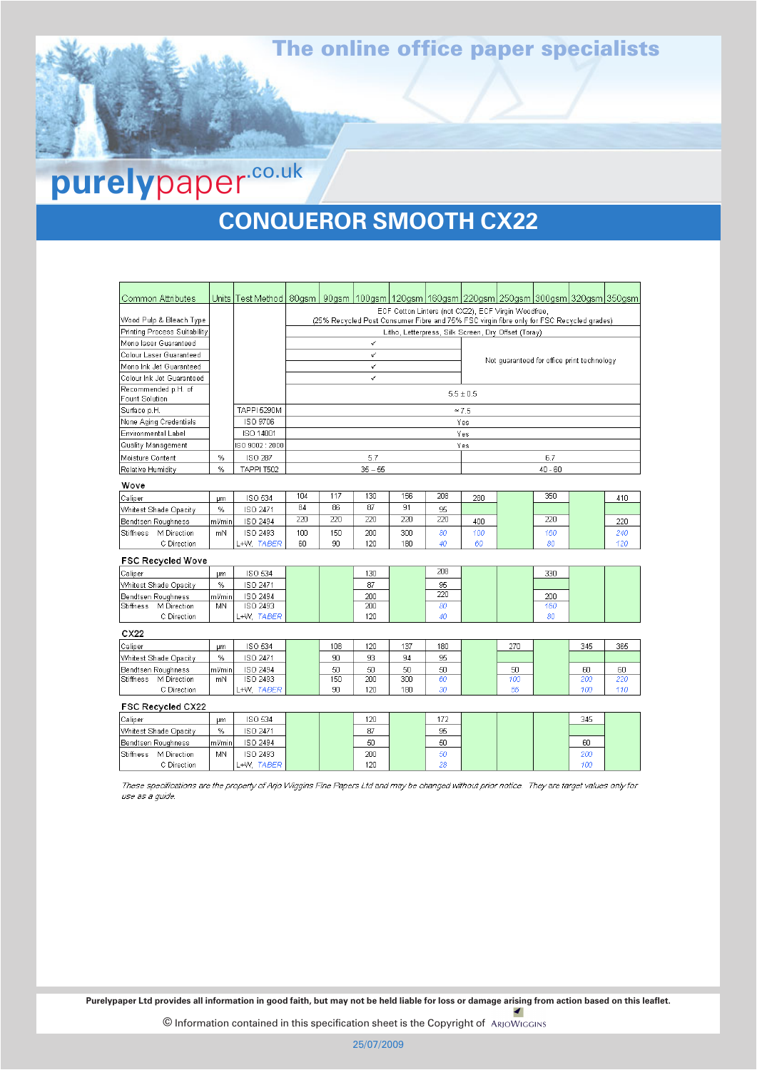# CONQUEROR SMOOTH CX22

| Common Attributes | Units | Test Method | 80gsm | 90gsm | 100gsm | 120gsm | 160gsm | 220gsm | 250gsm | 300gsm | 320gsm | 350gsm |
|---|---|---|---|---|---|---|---|---|---|---|---|---|
| Wood Pulp & Bleach Type | | | ECF Cotton Linters (not CX22), ECF Virgin Woodfree, (25% Recycled Post Consumer Fibre and 75% FSC virgin fibre only for FSC Recycled grades) | | | | | | | | | |
| Printing Process Suitability | | | Litho, Letterpress, Silk Screen, Dry Offset (Toray) | | | | | | | | | |
| Mono laser Guaranteed | | | ✓ | | | | | Not guaranteed for office print technology | | | | |
| Colour Laser Guaranteed | | | ✓ | | | | | | | | | |
| Mono Ink Jet Guaranteed | | | ✓ | | | | | | | | | |
| Colour Ink Jet Guaranteed | | | ✓ | | | | | | | | | |
| Recommended p.H. of Fount Solution | | | 5.5 ± 0.5 | | | | | | | | | |
| Surface p.H. | | TAPPI 529OM | ≈ 7.5 | | | | | | | | | |
| None Aging Credentials | | ISO 9706 | Yes | | | | | | | | | |
| Environmental Label | | ISO 14001 | Yes | | | | | | | | | |
| Quality Management | | ISO 9002 : 2000 | Yes | | | | | | | | | |
| Moisture Content | % | ISO 287 | 5.7 | | | | | 6.7 | | | | |
| Relative Humidity | % | TAPPI T502 | 35 – 55 | | | | | 40 - 60 | | | | |

**Wove**

| | Units | Test Method | 80gsm | 90gsm | 100gsm | 120gsm | 160gsm | 220gsm | 250gsm | 300gsm | 320gsm | 350gsm |
|---|---|---|---|---|---|---|---|---|---|---|---|---|
| Caliper | µm | ISO 534 | 104 | 117 | 130 | 156 | 208 | 280 | | 350 | | 410 |
| Whitest Shade Opacity | % | ISO 2471 | 84 | 86 | 87 | 91 | 95 | | | | | |
| Bendtsen Roughness | ml/min | ISO 2494 | 220 | 220 | 220 | 220 | 220 | 400 | | 220 | | 220 |
| Stiffness M Direction | mN | ISO 2493 | 100 | 150 | 200 | 300 | *80* | *100* | | *160* | | *240* |
| C Direction | | L+W, *TABER* | 60 | 90 | 120 | 180 | *40* | *60* | | *80* | | *120* |

**FSC Recycled Wove**

| | Units | Test Method | 80gsm | 90gsm | 100gsm | 120gsm | 160gsm | 220gsm | 250gsm | 300gsm | 320gsm | 350gsm |
|---|---|---|---|---|---|---|---|---|---|---|---|---|
| Caliper | µm | ISO 534 | | | 130 | | 208 | | | 330 | | |
| Whitest Shade Opacity | % | ISO 2471 | | | 87 | | 95 | | | | | |
| Bendtsen Roughness | ml/min | ISO 2494 | | | 200 | | 220 | | | 200 | | |
| Stiffness M Direction | MN | ISO 2493 | | | 200 | | *80* | | | *160* | | |
| C Direction | | L+W, *TABER* | | | 120 | | *40* | | | *80* | | |

**CX22**

| | Units | Test Method | 80gsm | 90gsm | 100gsm | 120gsm | 160gsm | 220gsm | 250gsm | 300gsm | 320gsm | 350gsm |
|---|---|---|---|---|---|---|---|---|---|---|---|---|
| Caliper | µm | ISO 534 | | 108 | 120 | 137 | 180 | | 270 | | 345 | 365 |
| Whitest Shade Opacity | % | ISO 2471 | | 90 | 93 | 94 | 95 | | | | | |
| Bendtsen Roughness | ml/min | ISO 2494 | | 50 | 50 | 50 | 50 | | 50 | | 60 | 60 |
| Stiffness M Direction | mN | ISO 2493 | | 150 | 200 | 300 | *60* | | *100* | | *200* | *220* |
| C Direction | | L+W, *TABER* | | 90 | 120 | 180 | *30* | | *56* | | *100* | *110* |

**FSC Recycled CX22**

| | Units | Test Method | 80gsm | 90gsm | 100gsm | 120gsm | 160gsm | 220gsm | 250gsm | 300gsm | 320gsm | 350gsm |
|---|---|---|---|---|---|---|---|---|---|---|---|---|
| Caliper | µm | ISO 534 | | | 120 | | 172 | | | | 345 | |
| Whitest Shade Opacity | % | ISO 2471 | | | 87 | | 95 | | | | | |
| Bendtsen Roughness | ml/min | ISO 2494 | | | 50 | | 60 | | | | 60 | |
| Stiffness M Direction | MN | ISO 2493 | | | 200 | | *50* | | | | *200* | |
| C Direction | | L+W, *TABER* | | | 120 | | *28* | | | | *100* | |

*These specifications are the property of Arjo Wiggins Fine Papers Ltd and may be changed without prior notice. They are target values only for use as a guide.*

**Purelypaper Ltd provides all information in good faith, but may not be held liable for loss or damage arising from action based on this leaflet.**

© Information contained in this specification sheet is the Copyright of ArjoWiggins

25/07/2009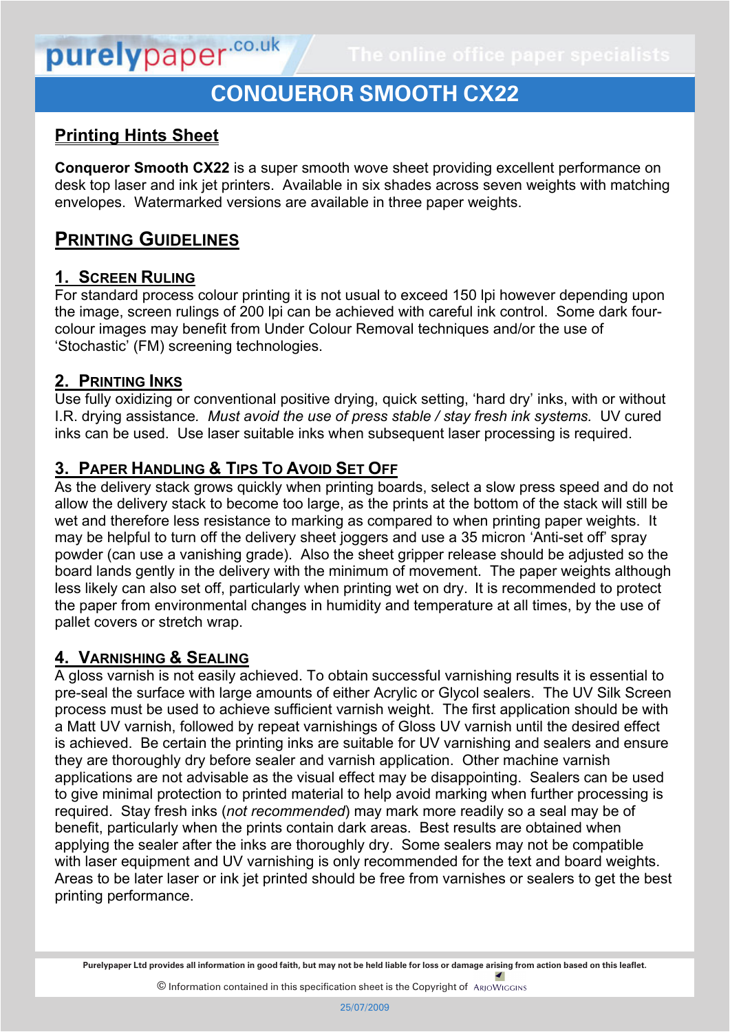# CONQUEROR SMOOTH CX22

## Printing Hints Sheet

**Conqueror Smooth CX22** is a super smooth wove sheet providing excellent performance on desk top laser and ink jet printers. Available in six shades across seven weights with matching envelopes. Watermarked versions are available in three paper weights.

## PRINTING GUIDELINES

### 1. SCREEN RULING

For standard process colour printing it is not usual to exceed 150 lpi however depending upon the image, screen rulings of 200 lpi can be achieved with careful ink control. Some dark four-colour images may benefit from Under Colour Removal techniques and/or the use of 'Stochastic' (FM) screening technologies.

### 2. PRINTING INKS

Use fully oxidizing or conventional positive drying, quick setting, 'hard dry' inks, with or without I.R. drying assistance. *Must avoid the use of press stable / stay fresh ink systems.* UV cured inks can be used. Use laser suitable inks when subsequent laser processing is required.

### 3. PAPER HANDLING & TIPS TO AVOID SET OFF

As the delivery stack grows quickly when printing boards, select a slow press speed and do not allow the delivery stack to become too large, as the prints at the bottom of the stack will still be wet and therefore less resistance to marking as compared to when printing paper weights. It may be helpful to turn off the delivery sheet joggers and use a 35 micron 'Anti-set off' spray powder (can use a vanishing grade). Also the sheet gripper release should be adjusted so the board lands gently in the delivery with the minimum of movement. The paper weights although less likely can also set off, particularly when printing wet on dry. It is recommended to protect the paper from environmental changes in humidity and temperature at all times, by the use of pallet covers or stretch wrap.

### 4. VARNISHING & SEALING

A gloss varnish is not easily achieved. To obtain successful varnishing results it is essential to pre-seal the surface with large amounts of either Acrylic or Glycol sealers. The UV Silk Screen process must be used to achieve sufficient varnish weight. The first application should be with a Matt UV varnish, followed by repeat varnishings of Gloss UV varnish until the desired effect is achieved. Be certain the printing inks are suitable for UV varnishing and sealers and ensure they are thoroughly dry before sealer and varnish application. Other machine varnish applications are not advisable as the visual effect may be disappointing. Sealers can be used to give minimal protection to printed material to help avoid marking when further processing is required. Stay fresh inks (*not recommended*) may mark more readily so a seal may be of benefit, particularly when the prints contain dark areas. Best results are obtained when applying the sealer after the inks are thoroughly dry. Some sealers may not be compatible with laser equipment and UV varnishing is only recommended for the text and board weights. Areas to be later laser or ink jet printed should be free from varnishes or sealers to get the best printing performance.

**Purelypaper Ltd provides all information in good faith, but may not be held liable for loss or damage arising from action based on this leaflet.**

© Information contained in this specification sheet is the Copyright of ArjoWiggins

25/07/2009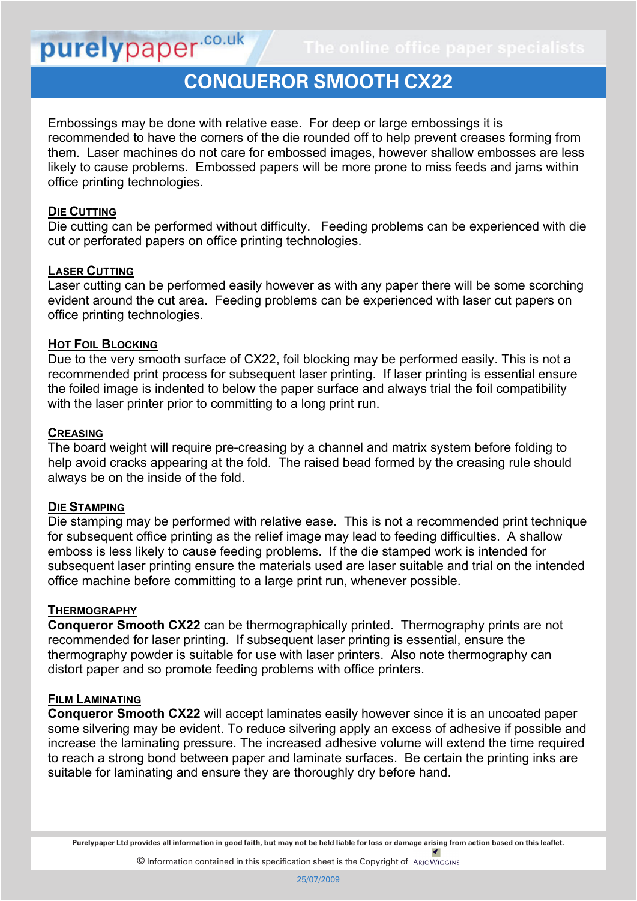# CONQUEROR SMOOTH CX22

Embossings may be done with relative ease. For deep or large embossings it is recommended to have the corners of the die rounded off to help prevent creases forming from them. Laser machines do not care for embossed images, however shallow embosses are less likely to cause problems. Embossed papers will be more prone to miss feeds and jams within office printing technologies.

## Die Cutting

Die cutting can be performed without difficulty. Feeding problems can be experienced with die cut or perforated papers on office printing technologies.

## Laser Cutting

Laser cutting can be performed easily however as with any paper there will be some scorching evident around the cut area. Feeding problems can be experienced with laser cut papers on office printing technologies.

## Hot Foil Blocking

Due to the very smooth surface of CX22, foil blocking may be performed easily. This is not a recommended print process for subsequent laser printing. If laser printing is essential ensure the foiled image is indented to below the paper surface and always trial the foil compatibility with the laser printer prior to committing to a long print run.

## Creasing

The board weight will require pre-creasing by a channel and matrix system before folding to help avoid cracks appearing at the fold. The raised bead formed by the creasing rule should always be on the inside of the fold.

## Die Stamping

Die stamping may be performed with relative ease. This is not a recommended print technique for subsequent office printing as the relief image may lead to feeding difficulties. A shallow emboss is less likely to cause feeding problems. If the die stamped work is intended for subsequent laser printing ensure the materials used are laser suitable and trial on the intended office machine before committing to a large print run, whenever possible.

## Thermography

**Conqueror Smooth CX22** can be thermographically printed. Thermography prints are not recommended for laser printing. If subsequent laser printing is essential, ensure the thermography powder is suitable for use with laser printers. Also note thermography can distort paper and so promote feeding problems with office printers.

## Film Laminating

**Conqueror Smooth CX22** will accept laminates easily however since it is an uncoated paper some silvering may be evident. To reduce silvering apply an excess of adhesive if possible and increase the laminating pressure. The increased adhesive volume will extend the time required to reach a strong bond between paper and laminate surfaces. Be certain the printing inks are suitable for laminating and ensure they are thoroughly dry before hand.

**Purelypaper Ltd provides all information in good faith, but may not be held liable for loss or damage arising from action based on this leaflet.**

© Information contained in this specification sheet is the Copyright of ArjoWiggins

25/07/2009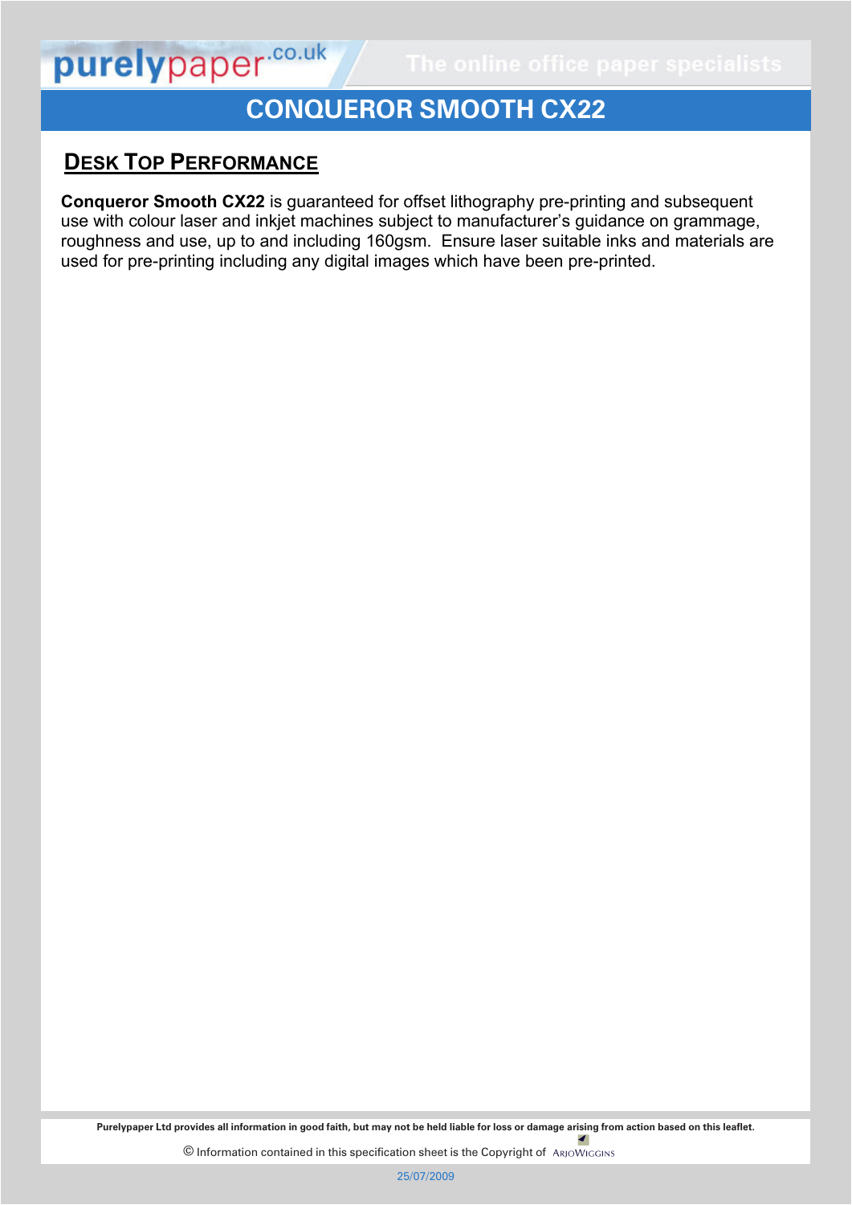# CONQUEROR SMOOTH CX22

## Desk Top Performance

**Conqueror Smooth CX22** is guaranteed for offset lithography pre-printing and subsequent use with colour laser and inkjet machines subject to manufacturer's guidance on grammage, roughness and use, up to and including 160gsm. Ensure laser suitable inks and materials are used for pre-printing including any digital images which have been pre-printed.